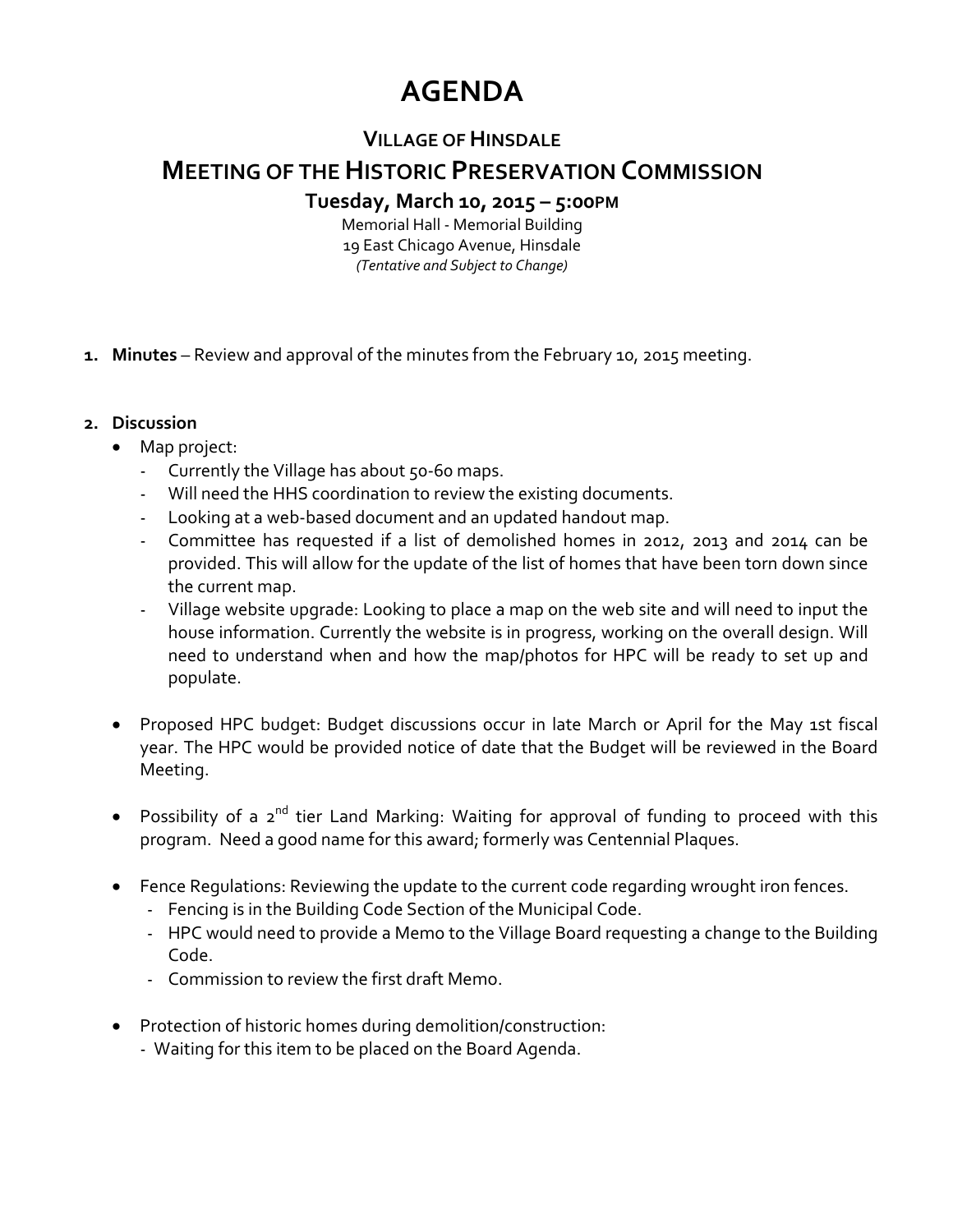# AGENDA

## VILLAGE OF HINSDALE

## MEETING OF THE HISTORIC PRESERVATION COMMISSION

### Tuesday, March 10, 2015 – 5:00PM

Memorial Hall - Memorial Building
19 East Chicago Avenue, Hinsdale
*(Tentative and Subject to Change)*

1. **Minutes** – Review and approval of the minutes from the February 10, 2015 meeting.

2. **Discussion**
   - Map project:
     - Currently the Village has about 50-60 maps.
     - Will need the HHS coordination to review the existing documents.
     - Looking at a web-based document and an updated handout map.
     - Committee has requested if a list of demolished homes in 2012, 2013 and 2014 can be provided. This will allow for the update of the list of homes that have been torn down since the current map.
     - Village website upgrade: Looking to place a map on the web site and will need to input the house information. Currently the website is in progress, working on the overall design. Will need to understand when and how the map/photos for HPC will be ready to set up and populate.
   - Proposed HPC budget: Budget discussions occur in late March or April for the May 1st fiscal year. The HPC would be provided notice of date that the Budget will be reviewed in the Board Meeting.
   - Possibility of a 2nd tier Land Marking: Waiting for approval of funding to proceed with this program. Need a good name for this award; formerly was Centennial Plaques.
   - Fence Regulations: Reviewing the update to the current code regarding wrought iron fences.
     - Fencing is in the Building Code Section of the Municipal Code.
     - HPC would need to provide a Memo to the Village Board requesting a change to the Building Code.
     - Commission to review the first draft Memo.
   - Protection of historic homes during demolition/construction:
     - Waiting for this item to be placed on the Board Agenda.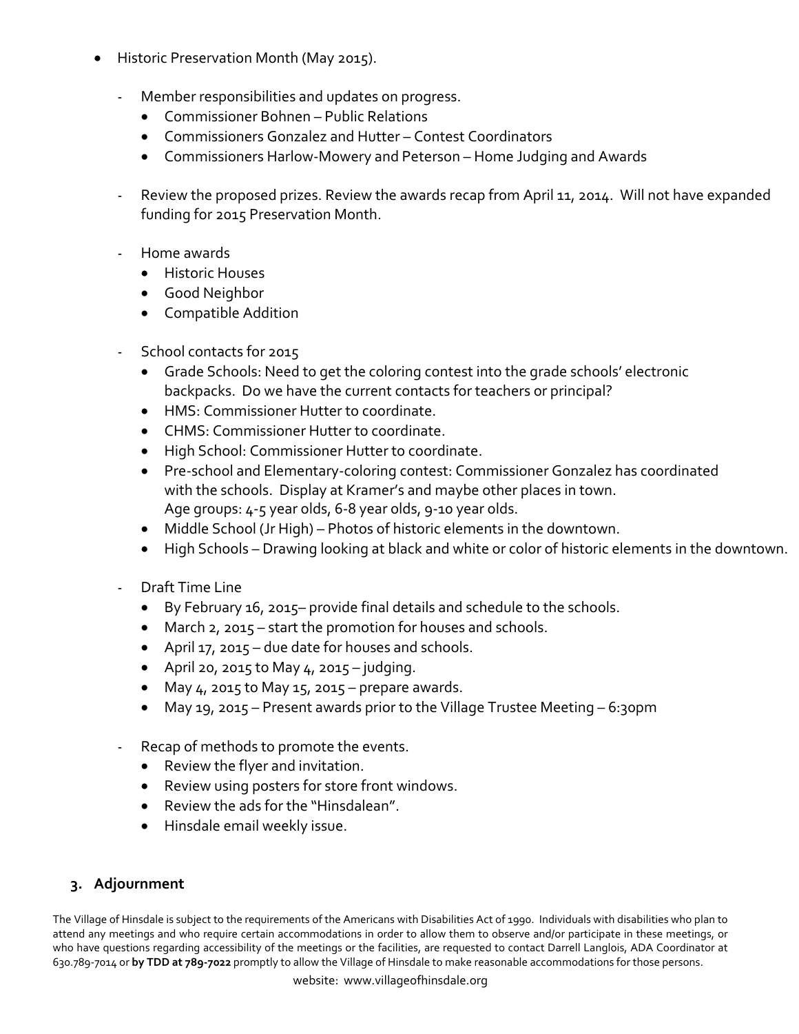- Historic Preservation Month (May 2015).

  - Member responsibilities and updates on progress.
    - Commissioner Bohnen – Public Relations
    - Commissioners Gonzalez and Hutter – Contest Coordinators
    - Commissioners Harlow-Mowery and Peterson – Home Judging and Awards

  - Review the proposed prizes. Review the awards recap from April 11, 2014. Will not have expanded funding for 2015 Preservation Month.

  - Home awards
    - Historic Houses
    - Good Neighbor
    - Compatible Addition

  - School contacts for 2015
    - Grade Schools: Need to get the coloring contest into the grade schools' electronic backpacks. Do we have the current contacts for teachers or principal?
    - HMS: Commissioner Hutter to coordinate.
    - CHMS: Commissioner Hutter to coordinate.
    - High School: Commissioner Hutter to coordinate.
    - Pre-school and Elementary-coloring contest: Commissioner Gonzalez has coordinated with the schools. Display at Kramer's and maybe other places in town. Age groups: 4-5 year olds, 6-8 year olds, 9-10 year olds.
    - Middle School (Jr High) – Photos of historic elements in the downtown.
    - High Schools – Drawing looking at black and white or color of historic elements in the downtown.

  - Draft Time Line
    - By February 16, 2015– provide final details and schedule to the schools.
    - March 2, 2015 – start the promotion for houses and schools.
    - April 17, 2015 – due date for houses and schools.
    - April 20, 2015 to May 4, 2015 – judging.
    - May 4, 2015 to May 15, 2015 – prepare awards.
    - May 19, 2015 – Present awards prior to the Village Trustee Meeting – 6:30pm

  - Recap of methods to promote the events.
    - Review the flyer and invitation.
    - Review using posters for store front windows.
    - Review the ads for the "Hinsdalean".
    - Hinsdale email weekly issue.

### 3. Adjournment

The Village of Hinsdale is subject to the requirements of the Americans with Disabilities Act of 1990. Individuals with disabilities who plan to attend any meetings and who require certain accommodations in order to allow them to observe and/or participate in these meetings, or who have questions regarding accessibility of the meetings or the facilities, are requested to contact Darrell Langlois, ADA Coordinator at 630.789-7014 or **by TDD at 789-7022** promptly to allow the Village of Hinsdale to make reasonable accommodations for those persons.

website: www.villageofhinsdale.org